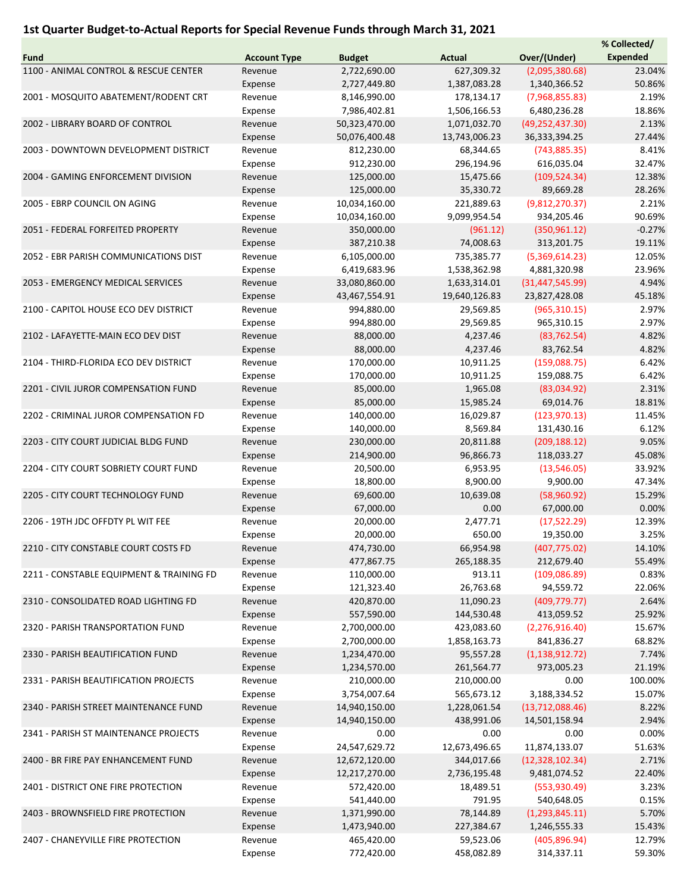## 1st Quarter Budget-to-Actual Reports for Special Revenue Funds through March 31, 2021

| Fund | Account Type | Budget | Actual | Over/(Under) | % Collected/ Expended |
|---|---|---|---|---|---|
| 1100 - ANIMAL CONTROL & RESCUE CENTER | Revenue | 2,722,690.00 | 627,309.32 | (2,095,380.68) | 23.04% |
| | Expense | 2,727,449.80 | 1,387,083.28 | 1,340,366.52 | 50.86% |
| 2001 - MOSQUITO ABATEMENT/RODENT CRT | Revenue | 8,146,990.00 | 178,134.17 | (7,968,855.83) | 2.19% |
| | Expense | 7,986,402.81 | 1,506,166.53 | 6,480,236.28 | 18.86% |
| 2002 - LIBRARY BOARD OF CONTROL | Revenue | 50,323,470.00 | 1,071,032.70 | (49,252,437.30) | 2.13% |
| | Expense | 50,076,400.48 | 13,743,006.23 | 36,333,394.25 | 27.44% |
| 2003 - DOWNTOWN DEVELOPMENT DISTRICT | Revenue | 812,230.00 | 68,344.65 | (743,885.35) | 8.41% |
| | Expense | 912,230.00 | 296,194.96 | 616,035.04 | 32.47% |
| 2004 - GAMING ENFORCEMENT DIVISION | Revenue | 125,000.00 | 15,475.66 | (109,524.34) | 12.38% |
| | Expense | 125,000.00 | 35,330.72 | 89,669.28 | 28.26% |
| 2005 - EBRP COUNCIL ON AGING | Revenue | 10,034,160.00 | 221,889.63 | (9,812,270.37) | 2.21% |
| | Expense | 10,034,160.00 | 9,099,954.54 | 934,205.46 | 90.69% |
| 2051 - FEDERAL FORFEITED PROPERTY | Revenue | 350,000.00 | (961.12) | (350,961.12) | -0.27% |
| | Expense | 387,210.38 | 74,008.63 | 313,201.75 | 19.11% |
| 2052 - EBR PARISH COMMUNICATIONS DIST | Revenue | 6,105,000.00 | 735,385.77 | (5,369,614.23) | 12.05% |
| | Expense | 6,419,683.96 | 1,538,362.98 | 4,881,320.98 | 23.96% |
| 2053 - EMERGENCY MEDICAL SERVICES | Revenue | 33,080,860.00 | 1,633,314.01 | (31,447,545.99) | 4.94% |
| | Expense | 43,467,554.91 | 19,640,126.83 | 23,827,428.08 | 45.18% |
| 2100 - CAPITOL HOUSE ECO DEV DISTRICT | Revenue | 994,880.00 | 29,569.85 | (965,310.15) | 2.97% |
| | Expense | 994,880.00 | 29,569.85 | 965,310.15 | 2.97% |
| 2102 - LAFAYETTE-MAIN ECO DEV DIST | Revenue | 88,000.00 | 4,237.46 | (83,762.54) | 4.82% |
| | Expense | 88,000.00 | 4,237.46 | 83,762.54 | 4.82% |
| 2104 - THIRD-FLORIDA ECO DEV DISTRICT | Revenue | 170,000.00 | 10,911.25 | (159,088.75) | 6.42% |
| | Expense | 170,000.00 | 10,911.25 | 159,088.75 | 6.42% |
| 2201 - CIVIL JUROR COMPENSATION FUND | Revenue | 85,000.00 | 1,965.08 | (83,034.92) | 2.31% |
| | Expense | 85,000.00 | 15,985.24 | 69,014.76 | 18.81% |
| 2202 - CRIMINAL JUROR COMPENSATION FD | Revenue | 140,000.00 | 16,029.87 | (123,970.13) | 11.45% |
| | Expense | 140,000.00 | 8,569.84 | 131,430.16 | 6.12% |
| 2203 - CITY COURT JUDICIAL BLDG FUND | Revenue | 230,000.00 | 20,811.88 | (209,188.12) | 9.05% |
| | Expense | 214,900.00 | 96,866.73 | 118,033.27 | 45.08% |
| 2204 - CITY COURT SOBRIETY COURT FUND | Revenue | 20,500.00 | 6,953.95 | (13,546.05) | 33.92% |
| | Expense | 18,800.00 | 8,900.00 | 9,900.00 | 47.34% |
| 2205 - CITY COURT TECHNOLOGY FUND | Revenue | 69,600.00 | 10,639.08 | (58,960.92) | 15.29% |
| | Expense | 67,000.00 | 0.00 | 67,000.00 | 0.00% |
| 2206 - 19TH JDC OFFDTY PL WIT FEE | Revenue | 20,000.00 | 2,477.71 | (17,522.29) | 12.39% |
| | Expense | 20,000.00 | 650.00 | 19,350.00 | 3.25% |
| 2210 - CITY CONSTABLE COURT COSTS FD | Revenue | 474,730.00 | 66,954.98 | (407,775.02) | 14.10% |
| | Expense | 477,867.75 | 265,188.35 | 212,679.40 | 55.49% |
| 2211 - CONSTABLE EQUIPMENT & TRAINING FD | Revenue | 110,000.00 | 913.11 | (109,086.89) | 0.83% |
| | Expense | 121,323.40 | 26,763.68 | 94,559.72 | 22.06% |
| 2310 - CONSOLIDATED ROAD LIGHTING FD | Revenue | 420,870.00 | 11,090.23 | (409,779.77) | 2.64% |
| | Expense | 557,590.00 | 144,530.48 | 413,059.52 | 25.92% |
| 2320 - PARISH TRANSPORTATION FUND | Revenue | 2,700,000.00 | 423,083.60 | (2,276,916.40) | 15.67% |
| | Expense | 2,700,000.00 | 1,858,163.73 | 841,836.27 | 68.82% |
| 2330 - PARISH BEAUTIFICATION FUND | Revenue | 1,234,470.00 | 95,557.28 | (1,138,912.72) | 7.74% |
| | Expense | 1,234,570.00 | 261,564.77 | 973,005.23 | 21.19% |
| 2331 - PARISH BEAUTIFICATION PROJECTS | Revenue | 210,000.00 | 210,000.00 | 0.00 | 100.00% |
| | Expense | 3,754,007.64 | 565,673.12 | 3,188,334.52 | 15.07% |
| 2340 - PARISH STREET MAINTENANCE FUND | Revenue | 14,940,150.00 | 1,228,061.54 | (13,712,088.46) | 8.22% |
| | Expense | 14,940,150.00 | 438,991.06 | 14,501,158.94 | 2.94% |
| 2341 - PARISH ST MAINTENANCE PROJECTS | Revenue | 0.00 | 0.00 | 0.00 | 0.00% |
| | Expense | 24,547,629.72 | 12,673,496.65 | 11,874,133.07 | 51.63% |
| 2400 - BR FIRE PAY ENHANCEMENT FUND | Revenue | 12,672,120.00 | 344,017.66 | (12,328,102.34) | 2.71% |
| | Expense | 12,217,270.00 | 2,736,195.48 | 9,481,074.52 | 22.40% |
| 2401 - DISTRICT ONE FIRE PROTECTION | Revenue | 572,420.00 | 18,489.51 | (553,930.49) | 3.23% |
| | Expense | 541,440.00 | 791.95 | 540,648.05 | 0.15% |
| 2403 - BROWNSFIELD FIRE PROTECTION | Revenue | 1,371,990.00 | 78,144.89 | (1,293,845.11) | 5.70% |
| | Expense | 1,473,940.00 | 227,384.67 | 1,246,555.33 | 15.43% |
| 2407 - CHANEYVILLE FIRE PROTECTION | Revenue | 465,420.00 | 59,523.06 | (405,896.94) | 12.79% |
| | Expense | 772,420.00 | 458,082.89 | 314,337.11 | 59.30% |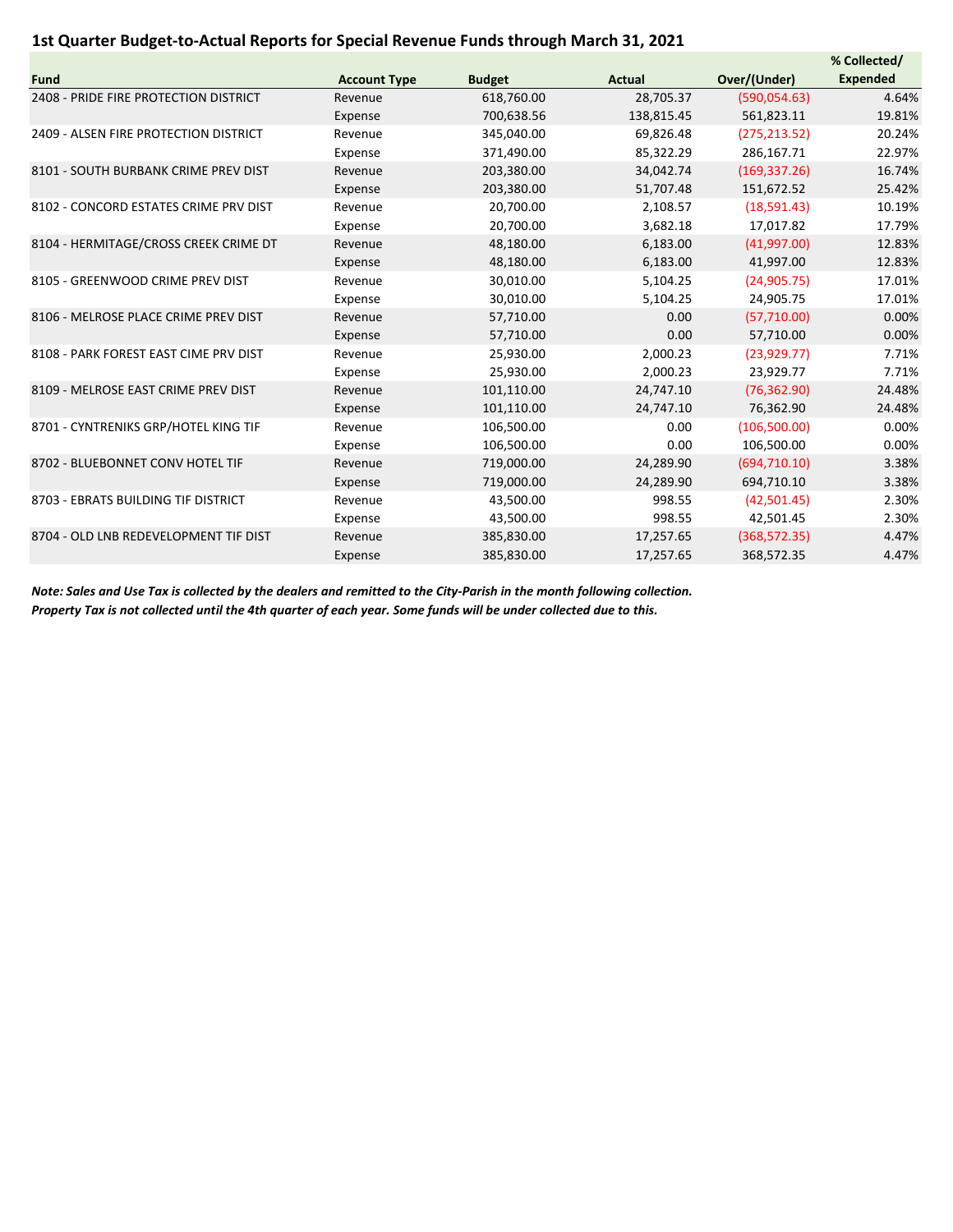## 1st Quarter Budget-to-Actual Reports for Special Revenue Funds through March 31, 2021

| Fund | Account Type | Budget | Actual | Over/(Under) | % Collected/ Expended |
|---|---|---|---|---|---|
| 2408 - PRIDE FIRE PROTECTION DISTRICT | Revenue | 618,760.00 | 28,705.37 | (590,054.63) | 4.64% |
| | Expense | 700,638.56 | 138,815.45 | 561,823.11 | 19.81% |
| 2409 - ALSEN FIRE PROTECTION DISTRICT | Revenue | 345,040.00 | 69,826.48 | (275,213.52) | 20.24% |
| | Expense | 371,490.00 | 85,322.29 | 286,167.71 | 22.97% |
| 8101 - SOUTH BURBANK CRIME PREV DIST | Revenue | 203,380.00 | 34,042.74 | (169,337.26) | 16.74% |
| | Expense | 203,380.00 | 51,707.48 | 151,672.52 | 25.42% |
| 8102 - CONCORD ESTATES CRIME PRV DIST | Revenue | 20,700.00 | 2,108.57 | (18,591.43) | 10.19% |
| | Expense | 20,700.00 | 3,682.18 | 17,017.82 | 17.79% |
| 8104 - HERMITAGE/CROSS CREEK CRIME DT | Revenue | 48,180.00 | 6,183.00 | (41,997.00) | 12.83% |
| | Expense | 48,180.00 | 6,183.00 | 41,997.00 | 12.83% |
| 8105 - GREENWOOD CRIME PREV DIST | Revenue | 30,010.00 | 5,104.25 | (24,905.75) | 17.01% |
| | Expense | 30,010.00 | 5,104.25 | 24,905.75 | 17.01% |
| 8106 - MELROSE PLACE CRIME PREV DIST | Revenue | 57,710.00 | 0.00 | (57,710.00) | 0.00% |
| | Expense | 57,710.00 | 0.00 | 57,710.00 | 0.00% |
| 8108 - PARK FOREST EAST CIME PRV DIST | Revenue | 25,930.00 | 2,000.23 | (23,929.77) | 7.71% |
| | Expense | 25,930.00 | 2,000.23 | 23,929.77 | 7.71% |
| 8109 - MELROSE EAST CRIME PREV DIST | Revenue | 101,110.00 | 24,747.10 | (76,362.90) | 24.48% |
| | Expense | 101,110.00 | 24,747.10 | 76,362.90 | 24.48% |
| 8701 - CYNTRENIKS GRP/HOTEL KING TIF | Revenue | 106,500.00 | 0.00 | (106,500.00) | 0.00% |
| | Expense | 106,500.00 | 0.00 | 106,500.00 | 0.00% |
| 8702 - BLUEBONNET CONV HOTEL TIF | Revenue | 719,000.00 | 24,289.90 | (694,710.10) | 3.38% |
| | Expense | 719,000.00 | 24,289.90 | 694,710.10 | 3.38% |
| 8703 - EBRATS BUILDING TIF DISTRICT | Revenue | 43,500.00 | 998.55 | (42,501.45) | 2.30% |
| | Expense | 43,500.00 | 998.55 | 42,501.45 | 2.30% |
| 8704 - OLD LNB REDEVELOPMENT TIF DIST | Revenue | 385,830.00 | 17,257.65 | (368,572.35) | 4.47% |
| | Expense | 385,830.00 | 17,257.65 | 368,572.35 | 4.47% |

***Note: Sales and Use Tax is collected by the dealers and remitted to the City-Parish in the month following collection. Property Tax is not collected until the 4th quarter of each year. Some funds will be under collected due to this.***